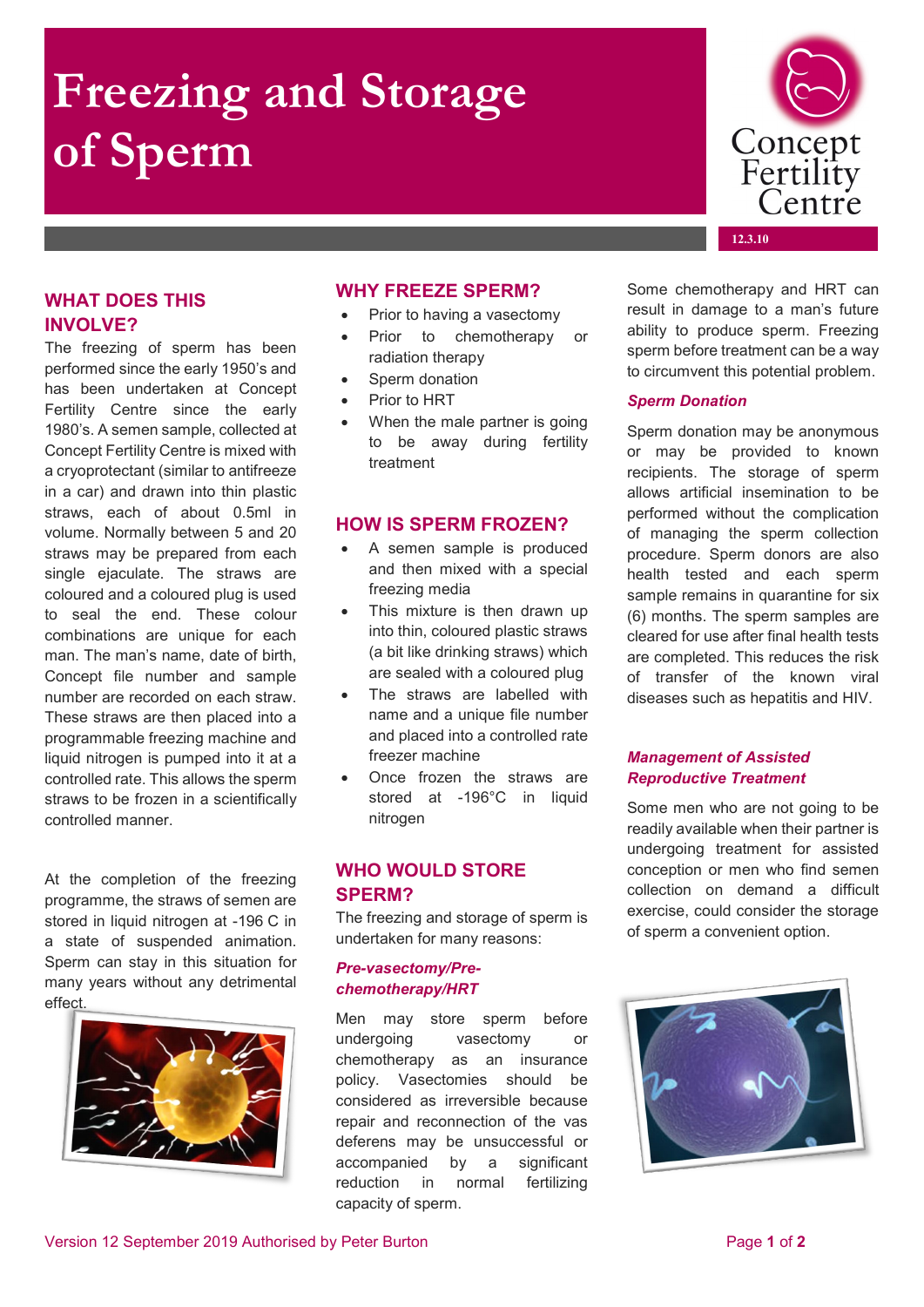# Freezing and Storage of Sperm

Concept Fertility Centre

12.3.10

## WHAT DOES THIS INVOLVE?

The freezing of sperm has been performed since the early 1950's and has been undertaken at Concept Fertility Centre since the early 1980's. A semen sample, collected at Concept Fertility Centre is mixed with a cryoprotectant (similar to antifreeze in a car) and drawn into thin plastic straws, each of about 0.5ml in volume. Normally between 5 and 20 straws may be prepared from each single ejaculate. The straws are coloured and a coloured plug is used to seal the end. These colour combinations are unique for each man. The man's name, date of birth, Concept file number and sample number are recorded on each straw. These straws are then placed into a programmable freezing machine and liquid nitrogen is pumped into it at a controlled rate. This allows the sperm straws to be frozen in a scientifically controlled manner.

At the completion of the freezing programme, the straws of semen are stored in liquid nitrogen at -196 C in a state of suspended animation. Sperm can stay in this situation for many years without any detrimental effect.

## WHY FREEZE SPERM?

- Prior to having a vasectomy
- Prior to chemotherapy or radiation therapy
- Sperm donation
- Prior to HRT
- When the male partner is going to be away during fertility treatment

## HOW IS SPERM FROZEN?

- A semen sample is produced and then mixed with a special freezing media
- This mixture is then drawn up into thin, coloured plastic straws (a bit like drinking straws) which are sealed with a coloured plug
- The straws are labelled with name and a unique file number and placed into a controlled rate freezer machine
- Once frozen the straws are stored at -196°C in liquid nitrogen

## WHO WOULD STORE SPERM?

The freezing and storage of sperm is undertaken for many reasons:

### *Pre-vasectomy/Pre-chemotherapy/HRT*

Men may store sperm before undergoing vasectomy or chemotherapy as an insurance policy. Vasectomies should be considered as irreversible because repair and reconnection of the vas deferens may be unsuccessful or accompanied by a significant reduction in normal fertilizing capacity of sperm.

Some chemotherapy and HRT can result in damage to a man's future ability to produce sperm. Freezing sperm before treatment can be a way to circumvent this potential problem.

### *Sperm Donation*

Sperm donation may be anonymous or may be provided to known recipients. The storage of sperm allows artificial insemination to be performed without the complication of managing the sperm collection procedure. Sperm donors are also health tested and each sperm sample remains in quarantine for six (6) months. The sperm samples are cleared for use after final health tests are completed. This reduces the risk of transfer of the known viral diseases such as hepatitis and HIV.

### *Management of Assisted Reproductive Treatment*

Some men who are not going to be readily available when their partner is undergoing treatment for assisted conception or men who find semen collection on demand a difficult exercise, could consider the storage of sperm a convenient option.

Version 12 September 2019 Authorised by Peter Burton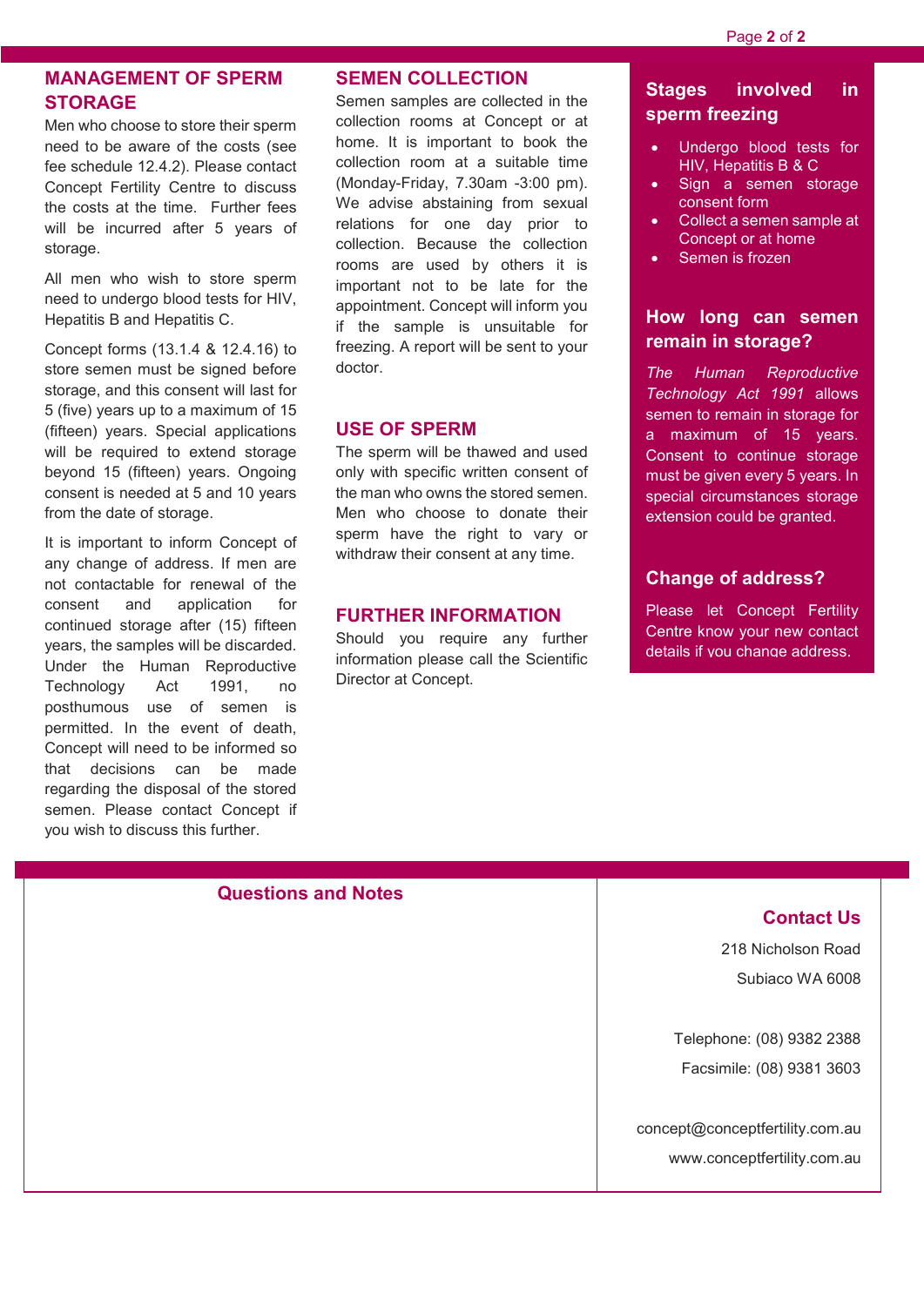## MANAGEMENT OF SPERM STORAGE

Men who choose to store their sperm need to be aware of the costs (see fee schedule 12.4.2). Please contact Concept Fertility Centre to discuss the costs at the time. Further fees will be incurred after 5 years of storage.

All men who wish to store sperm need to undergo blood tests for HIV, Hepatitis B and Hepatitis C.

Concept forms (13.1.4 & 12.4.16) to store semen must be signed before storage, and this consent will last for 5 (five) years up to a maximum of 15 (fifteen) years. Special applications will be required to extend storage beyond 15 (fifteen) years. Ongoing consent is needed at 5 and 10 years from the date of storage.

It is important to inform Concept of any change of address. If men are not contactable for renewal of the consent and application for continued storage after (15) fifteen years, the samples will be discarded. Under the Human Reproductive Technology Act 1991, no posthumous use of semen is permitted. In the event of death, Concept will need to be informed so that decisions can be made regarding the disposal of the stored semen. Please contact Concept if you wish to discuss this further.

## SEMEN COLLECTION

Semen samples are collected in the collection rooms at Concept or at home. It is important to book the collection room at a suitable time (Monday-Friday, 7.30am -3:00 pm). We advise abstaining from sexual relations for one day prior to collection. Because the collection rooms are used by others it is important not to be late for the appointment. Concept will inform you if the sample is unsuitable for freezing. A report will be sent to your doctor.

## USE OF SPERM

The sperm will be thawed and used only with specific written consent of the man who owns the stored semen. Men who choose to donate their sperm have the right to vary or withdraw their consent at any time.

## FURTHER INFORMATION

Should you require any further information please call the Scientific Director at Concept.

### Stages involved in sperm freezing

- Undergo blood tests for HIV, Hepatitis B & C
- Sign a semen storage consent form
- Collect a semen sample at Concept or at home
- Semen is frozen

### How long can semen remain in storage?

*The Human Reproductive Technology Act 1991* allows semen to remain in storage for a maximum of 15 years. Consent to continue storage must be given every 5 years. In special circumstances storage extension could be granted.

### Change of address?

Please let Concept Fertility Centre know your new contact details if you change address.

## Questions and Notes

## Contact Us

218 Nicholson Road

Subiaco WA 6008

Telephone: (08) 9382 2388

Facsimile: (08) 9381 3603

concept@conceptfertility.com.au

www.conceptfertility.com.au